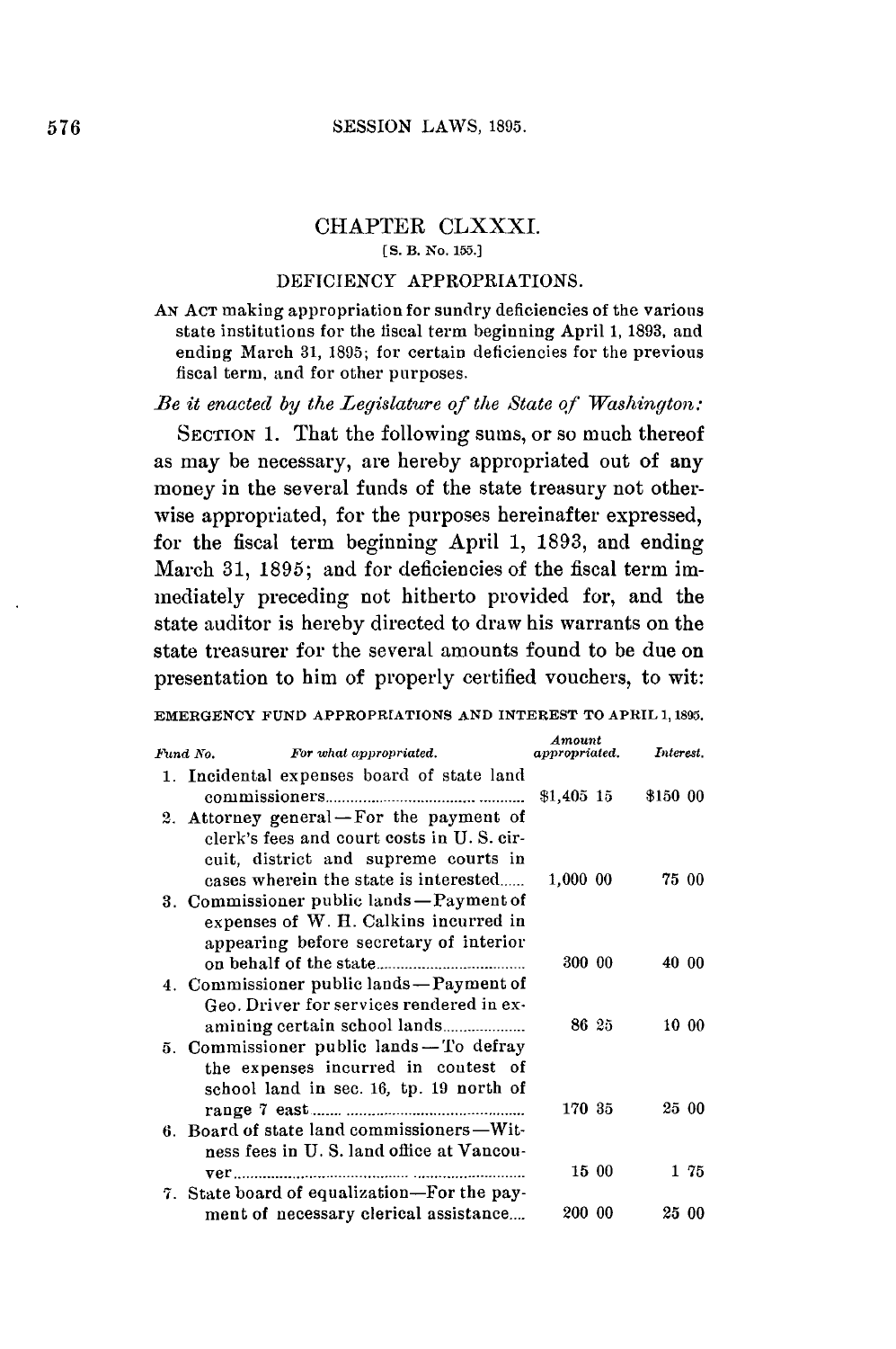## CHAPTER CLXXXI.

[S. B. No. 155.]

### DEFICIENCY APPROPRIATIONS.

AN ACT making appropriation for sundry deficiencies of the various state institutions for the fiscal term beginning April 1, 1893, and ending March 31, 1895; for certain deficiencies for the previous fiscal term, and for other purposes.

*Be it enacted by the Legislature of the State of Washington:*

SECTION 1. That the following sums, or so much thereof as may be necessary, are hereby appropriated out of any money in the several funds of the state treasury not otherwise appropriated, for the purposes hereinafter expressed, for the fiscal term beginning April 1, 1893, and ending March 31, 1895; and for deficiencies of the fiscal term immediately preceding not hitherto provided for, and the state auditor is hereby directed to draw his warrants on the state treasurer for the several amounts found to be due on presentation to him of properly certified vouchers, to wit:

EMERGENCY FUND APPROPRIATIONS AND INTEREST TO APRIL 1, 1895.

| *Fund No.* | *For what appropriated.* | *Amount appropriated.* | *Interest.* |
|---|---|---|---|
| 1. | Incidental expenses board of state land commissioners | $1,405 15 | $150 00 |
| 2. | Attorney general—For the payment of clerk's fees and court costs in U. S. circuit, district and supreme courts in cases wherein the state is interested | 1,000 00 | 75 00 |
| 3. | Commissioner public lands—Payment of expenses of W. H. Calkins incurred in appearing before secretary of interior on behalf of the state | 300 00 | 40 00 |
| 4. | Commissioner public lands—Payment of Geo. Driver for services rendered in examining certain school lands | 86 25 | 10 00 |
| 5. | Commissioner public lands—To defray the expenses incurred in contest of school land in sec. 16, tp. 19 north of range 7 east | 170 35 | 25 00 |
| 6. | Board of state land commissioners—Witness fees in U. S. land office at Vancouver | 15 00 | 1 75 |
| 7. | State board of equalization—For the payment of necessary clerical assistance | 200 00 | 25 00 |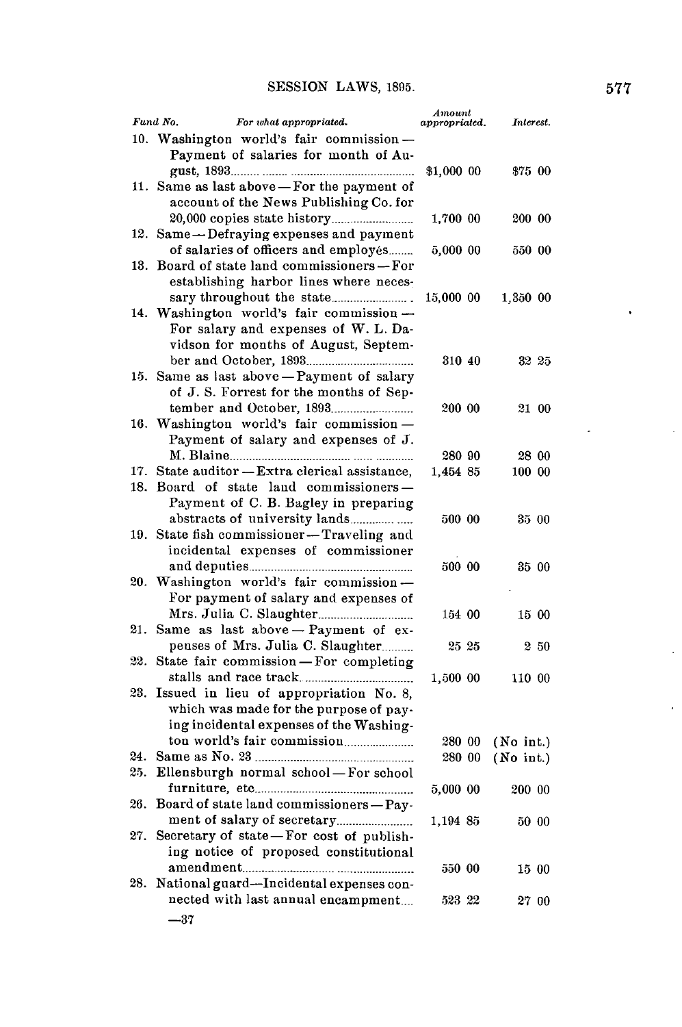| Fund No. | For what appropriated. | Amount appropriated. | Interest. |
|---|---|---|---|
| 10. | Washington world's fair commission—Payment of salaries for month of August, 1893 | $1,000 00 | $75 00 |
| 11. | Same as last above—For the payment of account of the News Publishing Co. for 20,000 copies state history | 1,700 00 | 200 00 |
| 12. | Same—Defraying expenses and payment of salaries of officers and employés | 5,000 00 | 550 00 |
| 13. | Board of state land commissioners—For establishing harbor lines where necessary throughout the state | 15,000 00 | 1,350 00 |
| 14. | Washington world's fair commission—For salary and expenses of W. L. Davidson for months of August, September and October, 1893 | 310 40 | 32 25 |
| 15. | Same as last above—Payment of salary of J. S. Forrest for the months of September and October, 1893 | 200 00 | 21 00 |
| 16. | Washington world's fair commission—Payment of salary and expenses of J. M. Blaine | 280 90 | 28 00 |
| 17. | State auditor—Extra clerical assistance, | 1,454 85 | 100 00 |
| 18. | Board of state land commissioners—Payment of C. B. Bagley in preparing abstracts of university lands | 500 00 | 35 00 |
| 19. | State fish commissioner—Traveling and incidental expenses of commissioner and deputies | 500 00 | 35 00 |
| 20. | Washington world's fair commission—For payment of salary and expenses of Mrs. Julia C. Slaughter | 154 00 | 15 00 |
| 21. | Same as last above—Payment of expenses of Mrs. Julia C. Slaughter | 25 25 | 2 50 |
| 22. | State fair commission—For completing stalls and race track | 1,500 00 | 110 00 |
| 23. | Issued in lieu of appropriation No. 8, which was made for the purpose of paying incidental expenses of the Washington world's fair commission | 280 00 | (No int.) |
| 24. | Same as No. 23 | 280 00 | (No int.) |
| 25. | Ellensburgh normal school—For school furniture, etc | 5,000 00 | 200 00 |
| 26. | Board of state land commissioners—Payment of salary of secretary | 1,194 85 | 50 00 |
| 27. | Secretary of state—For cost of publishing notice of proposed constitutional amendment | 550 00 | 15 00 |
| 28. | National guard—Incidental expenses connected with last annual encampment | 523 22 | 27 00 |

—37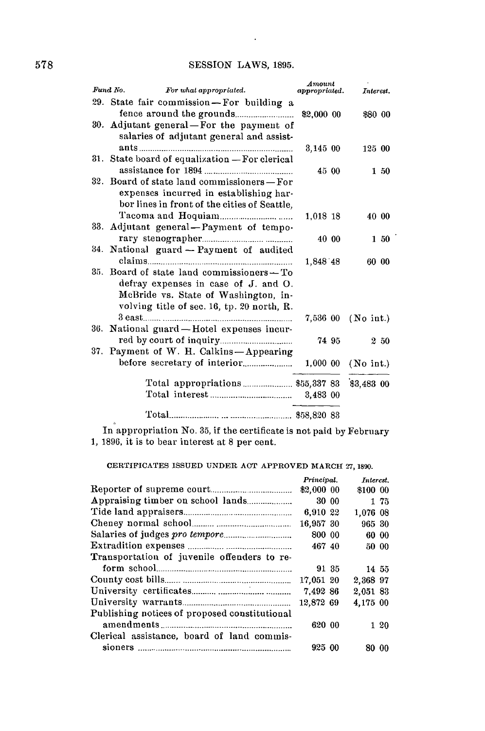| Fund No. | For what appropriated. | Amount appropriated. | Interest. |
|---|---|---|---|
| 29. | State fair commission—For building a fence around the grounds | $2,000 00 | $80 00 |
| 30. | Adjutant general—For the payment of salaries of adjutant general and assistants | 3,145 00 | 125 00 |
| 31. | State board of equalization—For clerical assistance for 1894 | 45 00 | 1 50 |
| 32. | Board of state land commissioners—For expenses incurred in establishing harbor lines in front of the cities of Seattle, Tacoma and Hoquiam | 1,018 18 | 40 00 |
| 33. | Adjutant general—Payment of temporary stenographer | 40 00 | 1 50 |
| 34. | National guard—Payment of audited claims | 1,848 48 | 60 00 |
| 35. | Board of state land commissioners—To defray expenses in case of J. and O. McBride vs. State of Washington, involving title of sec. 16, tp. 20 north, R. 3 east | 7,536 00 | (No int.) |
| 36. | National guard—Hotel expenses incurred by court of inquiry | 74 95 | 2 50 |
| 37. | Payment of W. H. Calkins—Appearing before secretary of interior | 1,000 00 | (No int.) |
| | Total appropriations | $55,337 83 | $3,483 00 |
| | Total interest | 3,483 00 | |
| | Total | $58,820 83 | |

In appropriation No. 35, if the certificate is not paid by February 1, 1896, it is to bear interest at 8 per cent.

CERTIFICATES ISSUED UNDER ACT APPROVED MARCH 27, 1890.

| | Principal. | Interest. |
|---|---|---|
| Reporter of supreme court | $2,000 00 | $100 00 |
| Appraising timber on school lands | 30 00 | 1 75 |
| Tide land appraisers | 6,910 22 | 1,076 08 |
| Cheney normal school | 16,957 30 | 965 30 |
| Salaries of judges *pro tempore* | 800 00 | 60 00 |
| Extradition expenses | 467 40 | 50 00 |
| Transportation of juvenile offenders to reform school | 91 35 | 14 55 |
| County cost bills | 17,051 20 | 2,368 97 |
| University certificates | 7,492 86 | 2,051 83 |
| University warrants | 12,872 69 | 4,175 00 |
| Publishing notices of proposed constitutional amendments | 620 00 | 1 20 |
| Clerical assistance, board of land commissioners | 925 00 | 80 00 |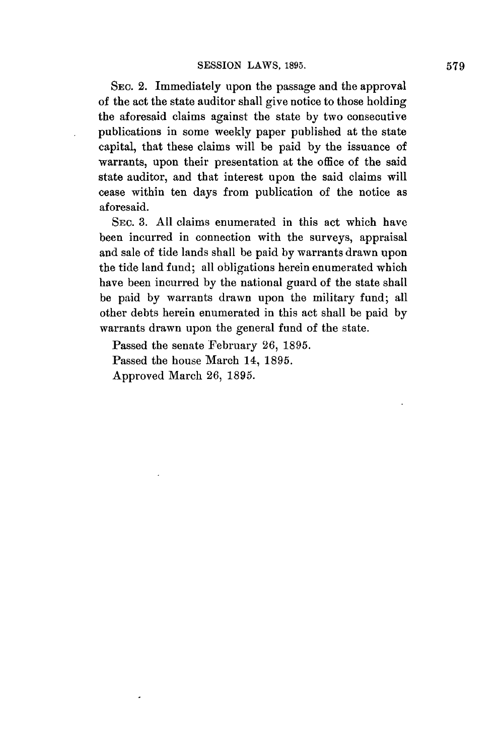SEC. 2. Immediately upon the passage and the approval of the act the state auditor shall give notice to those holding the aforesaid claims against the state by two consecutive publications in some weekly paper published at the state capital, that these claims will be paid by the issuance of warrants, upon their presentation at the office of the said state auditor, and that interest upon the said claims will cease within ten days from publication of the notice as aforesaid.

SEC. 3. All claims enumerated in this act which have been incurred in connection with the surveys, appraisal and sale of tide lands shall be paid by warrants drawn upon the tide land fund; all obligations herein enumerated which have been incurred by the national guard of the state shall be paid by warrants drawn upon the military fund; all other debts herein enumerated in this act shall be paid by warrants drawn upon the general fund of the state.

Passed the senate February 26, 1895.

Passed the house March 14, 1895.

Approved March 26, 1895.